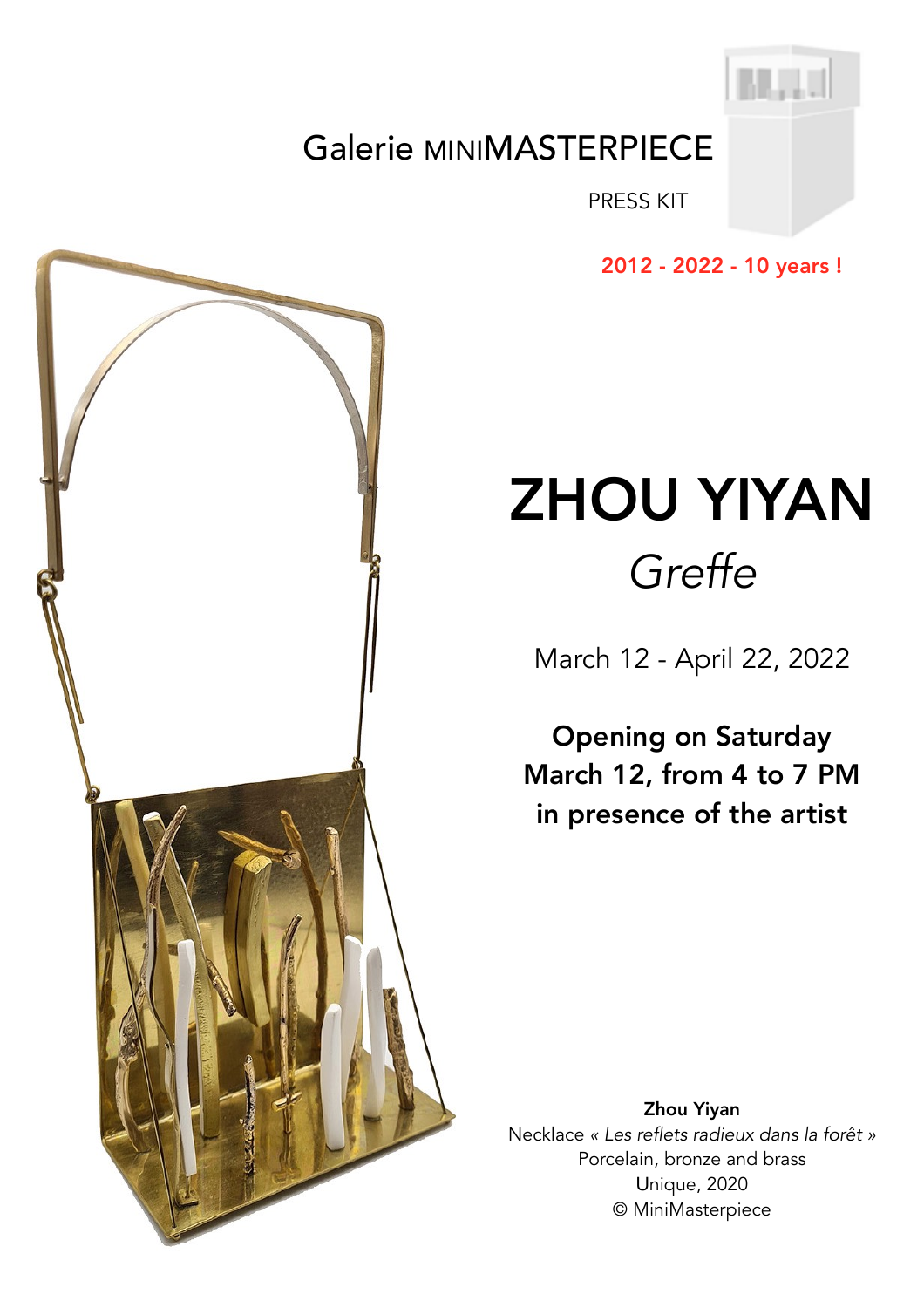Galerie MINIMASTERPIECE

PRESS KIT

**2012 - 2022 - 10 years !**

# ZHOU YIYAN

## *Greffe*

March 12 - April 22, 2022

**Opening on Saturday March 12, from 4 to 7 PM in presence of the artist**

**Zhou Yiyan**
Necklace « *Les reflets radieux dans la forêt* »
Porcelain, bronze and brass
Unique, 2020
© MiniMasterpiece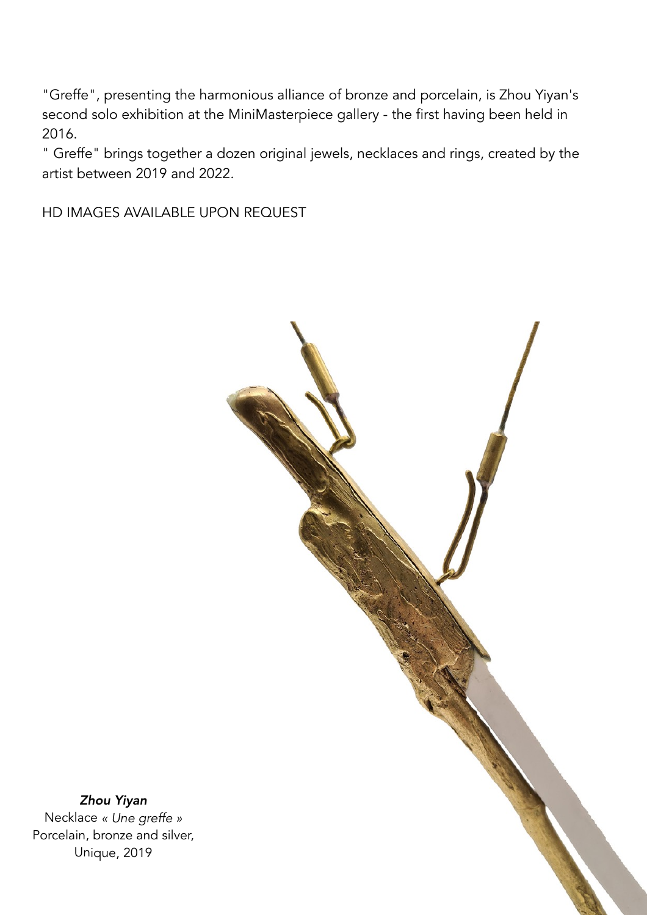"Greffe", presenting the harmonious alliance of bronze and porcelain, is Zhou Yiyan's second solo exhibition at the MiniMasterpiece gallery - the first having been held in 2016.

" Greffe" brings together a dozen original jewels, necklaces and rings, created by the artist between 2019 and 2022.

HD IMAGES AVAILABLE UPON REQUEST

***Zhou Yiyan***

Necklace *« Une greffe »*

Porcelain, bronze and silver,

Unique, 2019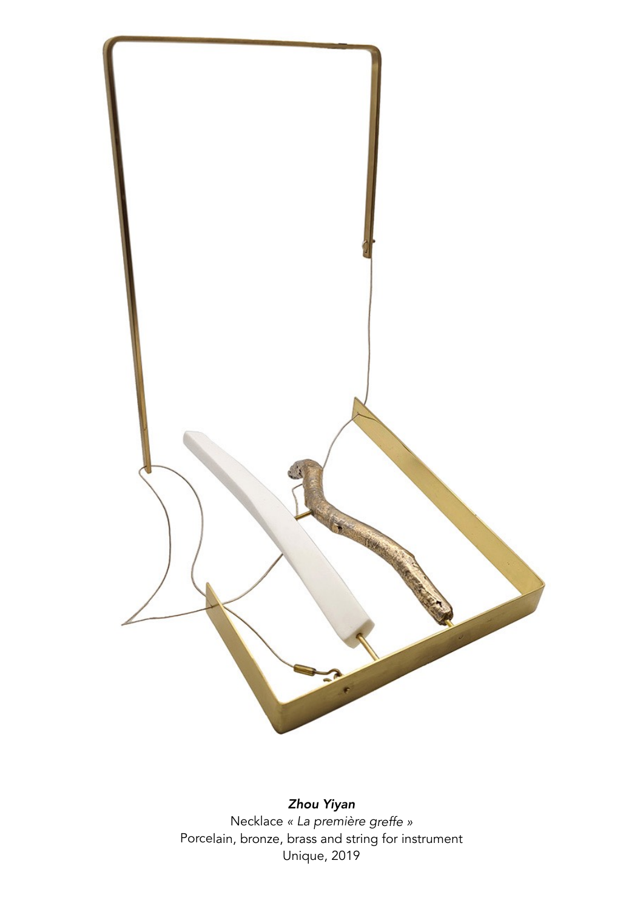***Zhou Yiyan***

Necklace *« La première greffe »*

Porcelain, bronze, brass and string for instrument

Unique, 2019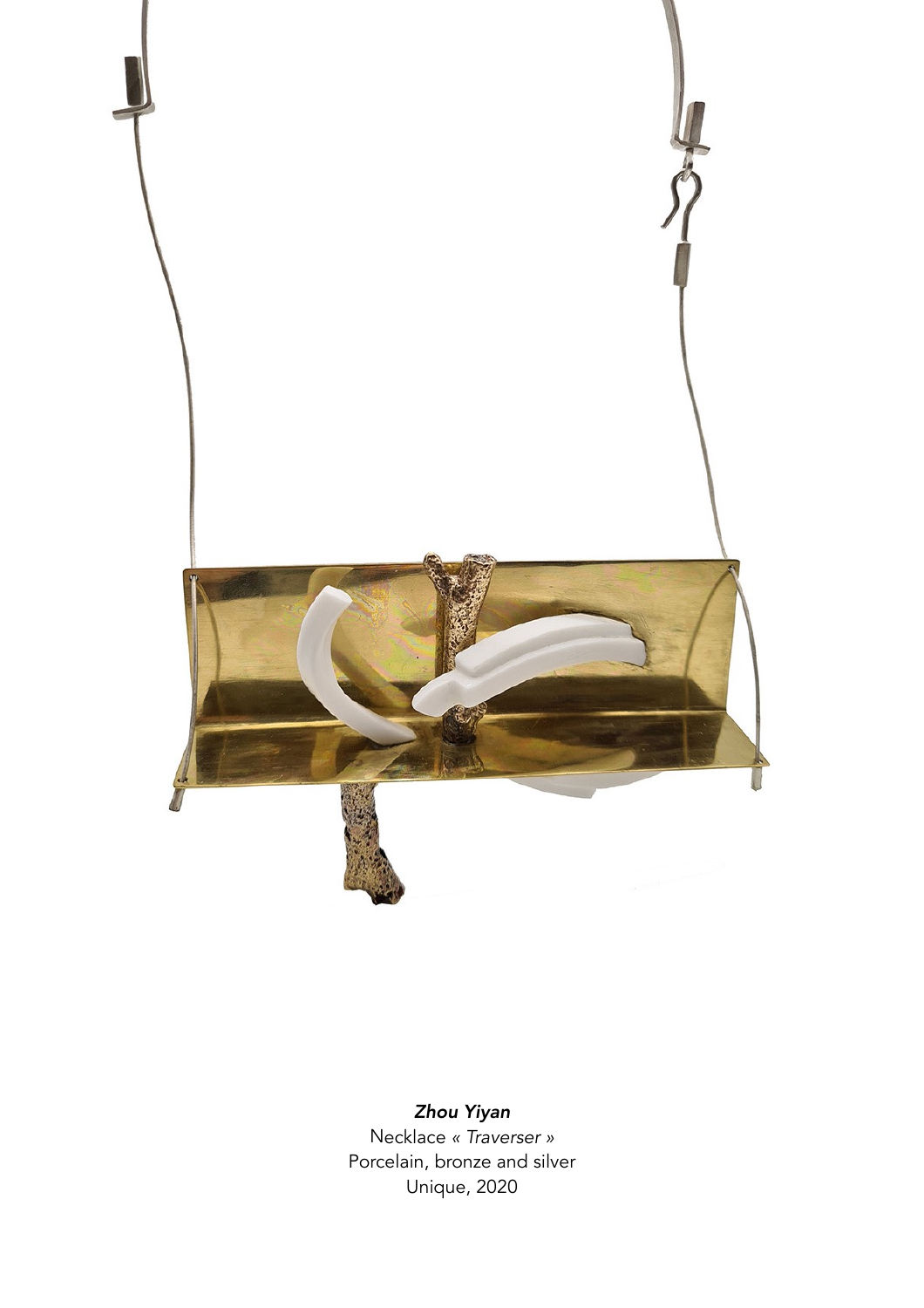***Zhou Yiyan***
Necklace « *Traverser* »
Porcelain, bronze and silver
Unique, 2020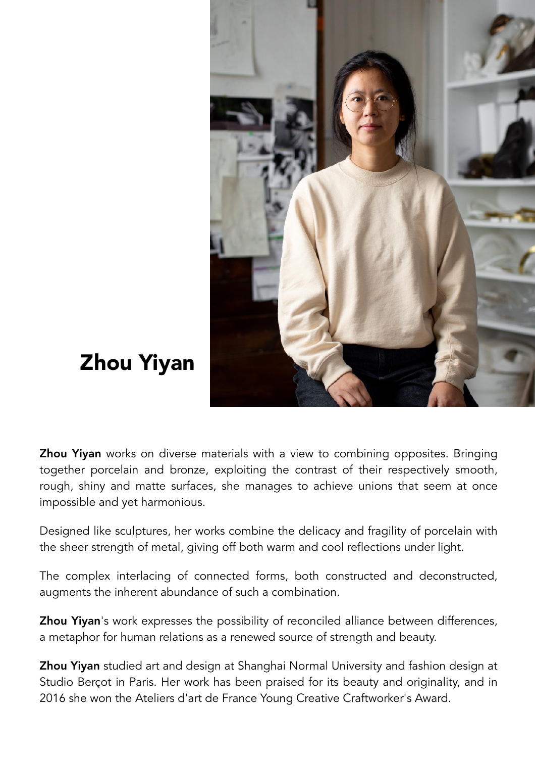# Zhou Yiyan

**Zhou Yiyan** works on diverse materials with a view to combining opposites. Bringing together porcelain and bronze, exploiting the contrast of their respectively smooth, rough, shiny and matte surfaces, she manages to achieve unions that seem at once impossible and yet harmonious.

Designed like sculptures, her works combine the delicacy and fragility of porcelain with the sheer strength of metal, giving off both warm and cool reflections under light.

The complex interlacing of connected forms, both constructed and deconstructed, augments the inherent abundance of such a combination.

**Zhou Yiyan**'s work expresses the possibility of reconciled alliance between differences, a metaphor for human relations as a renewed source of strength and beauty.

**Zhou Yiyan** studied art and design at Shanghai Normal University and fashion design at Studio Berçot in Paris. Her work has been praised for its beauty and originality, and in 2016 she won the Ateliers d'art de France Young Creative Craftworker's Award.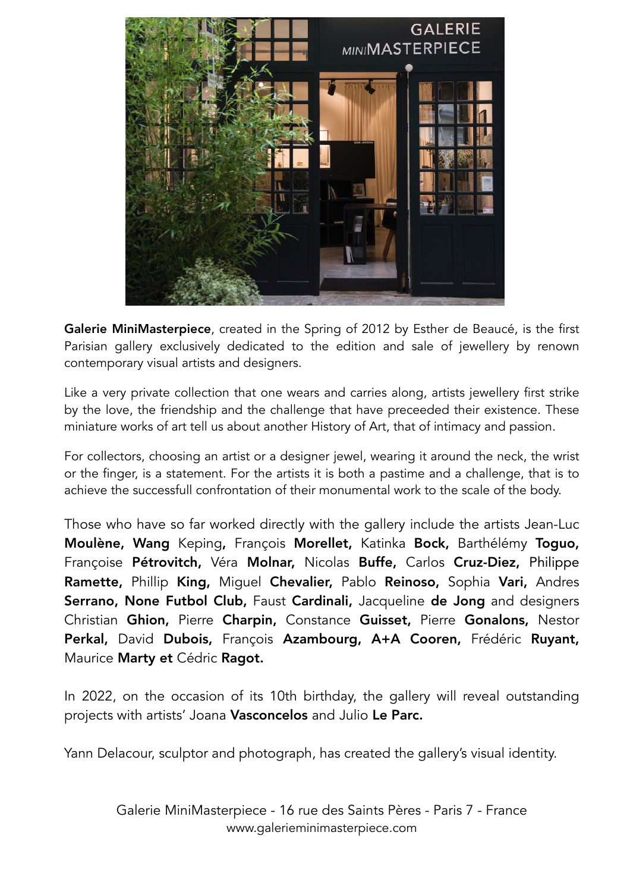**Galerie MiniMasterpiece**, created in the Spring of 2012 by Esther de Beaucé, is the first Parisian gallery exclusively dedicated to the edition and sale of jewellery by renown contemporary visual artists and designers.

Like a very private collection that one wears and carries along, artists jewellery first strike by the love, the friendship and the challenge that have preceeded their existence. These miniature works of art tell us about another History of Art, that of intimacy and passion.

For collectors, choosing an artist or a designer jewel, wearing it around the neck, the wrist or the finger, is a statement. For the artists it is both a pastime and a challenge, that is to achieve the successfull confrontation of their monumental work to the scale of the body.

Those who have so far worked directly with the gallery include the artists Jean-Luc **Moulène, Wang** Keping**,** François **Morellet,** Katinka **Bock,** Barthélémy **Toguo,** Françoise **Pétrovitch,** Véra **Molnar,** Nicolas **Buffe,** Carlos **Cruz-Diez,** Philippe **Ramette,** Phillip **King,** Miguel **Chevalier,** Pablo **Reinoso,** Sophia **Vari,** Andres **Serrano, None Futbol Club,** Faust **Cardinali,** Jacqueline **de Jong** and designers Christian **Ghion,** Pierre **Charpin,** Constance **Guisset,** Pierre **Gonalons,** Nestor **Perkal,** David **Dubois,** François **Azambourg, A+A Cooren,** Frédéric **Ruyant,** Maurice **Marty et** Cédric **Ragot.**

In 2022, on the occasion of its 10th birthday, the gallery will reveal outstanding projects with artists' Joana **Vasconcelos** and Julio **Le Parc.**

Yann Delacour, sculptor and photograph, has created the gallery's visual identity.

Galerie MiniMasterpiece - 16 rue des Saints Pères - Paris 7 - France
www.galerieminimasterpiece.com